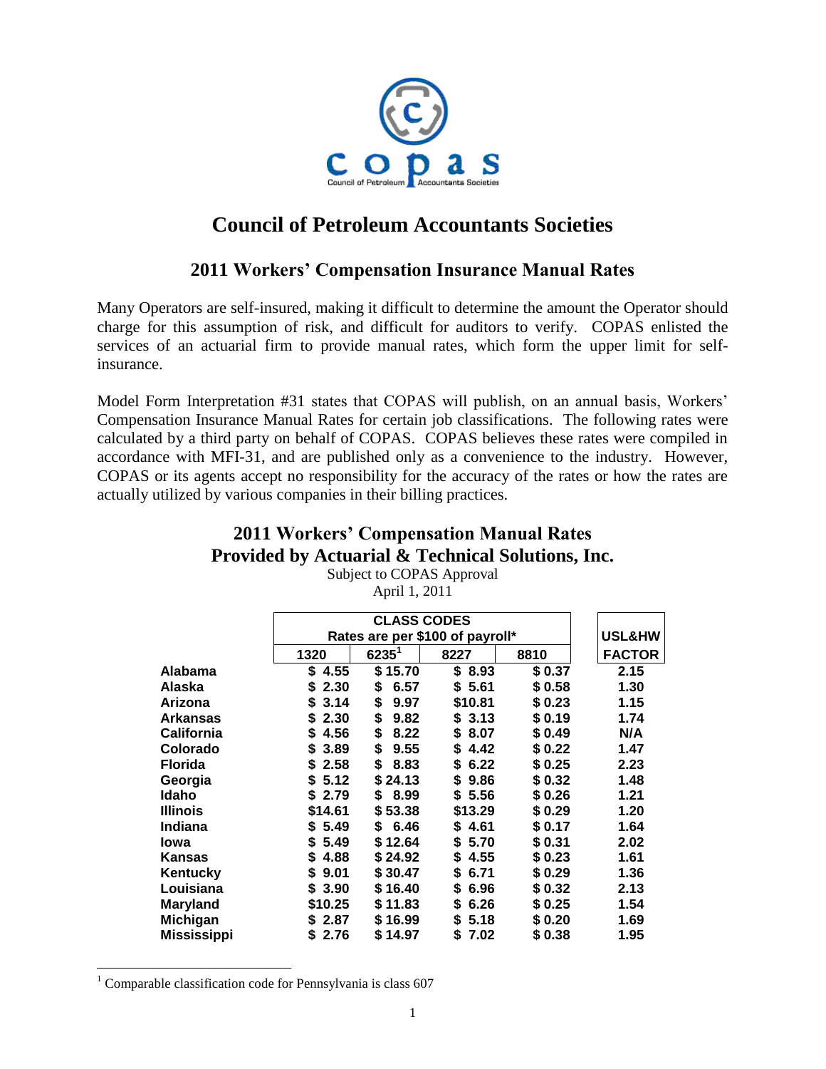# Council of Petroleum Accountants Societies

## 2011 Workers' Compensation Insurance Manual Rates

Many Operators are self-insured, making it difficult to determine the amount the Operator should charge for this assumption of risk, and difficult for auditors to verify. COPAS enlisted the services of an actuarial firm to provide manual rates, which form the upper limit for self-insurance.

Model Form Interpretation #31 states that COPAS will publish, on an annual basis, Workers' Compensation Insurance Manual Rates for certain job classifications. The following rates were calculated by a third party on behalf of COPAS. COPAS believes these rates were compiled in accordance with MFI-31, and are published only as a convenience to the industry. However, COPAS or its agents accept no responsibility for the accuracy of the rates or how the rates are actually utilized by various companies in their billing practices.

## 2011 Workers' Compensation Manual Rates
## Provided by Actuarial & Technical Solutions, Inc.

Subject to COPAS Approval
April 1, 2011

| | CLASS CODES Rates are per $100 of payroll* | | | | USL&HW |
|---|---|---|---|---|---|
| | 1320 | 6235[1] | 8227 | 8810 | FACTOR |
| **Alabama** | $ 4.55 | $ 15.70 | $ 8.93 | $ 0.37 | 2.15 |
| **Alaska** | $ 2.30 | $ 6.57 | $ 5.61 | $ 0.58 | 1.30 |
| **Arizona** | $ 3.14 | $ 9.97 | $10.81 | $ 0.23 | 1.15 |
| **Arkansas** | $ 2.30 | $ 9.82 | $ 3.13 | $ 0.19 | 1.74 |
| **California** | $ 4.56 | $ 8.22 | $ 8.07 | $ 0.49 | N/A |
| **Colorado** | $ 3.89 | $ 9.55 | $ 4.42 | $ 0.22 | 1.47 |
| **Florida** | $ 2.58 | $ 8.83 | $ 6.22 | $ 0.25 | 2.23 |
| **Georgia** | $ 5.12 | $ 24.13 | $ 9.86 | $ 0.32 | 1.48 |
| **Idaho** | $ 2.79 | $ 8.99 | $ 5.56 | $ 0.26 | 1.21 |
| **Illinois** | $14.61 | $ 53.38 | $13.29 | $ 0.29 | 1.20 |
| **Indiana** | $ 5.49 | $ 6.46 | $ 4.61 | $ 0.17 | 1.64 |
| **Iowa** | $ 5.49 | $ 12.64 | $ 5.70 | $ 0.31 | 2.02 |
| **Kansas** | $ 4.88 | $ 24.92 | $ 4.55 | $ 0.23 | 1.61 |
| **Kentucky** | $ 9.01 | $ 30.47 | $ 6.71 | $ 0.29 | 1.36 |
| **Louisiana** | $ 3.90 | $ 16.40 | $ 6.96 | $ 0.32 | 2.13 |
| **Maryland** | $10.25 | $ 11.83 | $ 6.26 | $ 0.25 | 1.54 |
| **Michigan** | $ 2.87 | $ 16.99 | $ 5.18 | $ 0.20 | 1.69 |
| **Mississippi** | $ 2.76 | $ 14.97 | $ 7.02 | $ 0.38 | 1.95 |

[1] Comparable classification code for Pennsylvania is class 607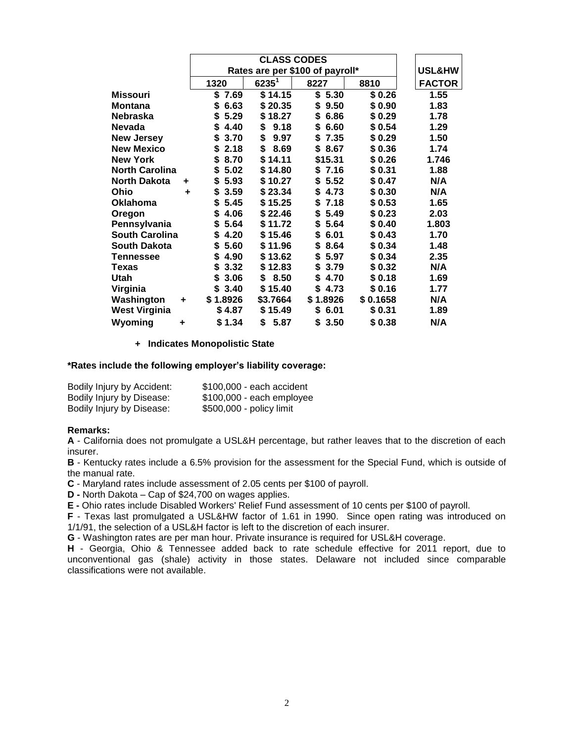| | CLASS CODES Rates are per $100 of payroll* | | | | USL&HW |
|---|---|---|---|---|---|
| | 1320 | 6235[1] | 8227 | 8810 | FACTOR |
| **Missouri** | $ 7.69 | $ 14.15 | $ 5.30 | $ 0.26 | 1.55 |
| **Montana** | $ 6.63 | $ 20.35 | $ 9.50 | $ 0.90 | 1.83 |
| **Nebraska** | $ 5.29 | $ 18.27 | $ 6.86 | $ 0.29 | 1.78 |
| **Nevada** | $ 4.40 | $ 9.18 | $ 6.60 | $ 0.54 | 1.29 |
| **New Jersey** | $ 3.70 | $ 9.97 | $ 7.35 | $ 0.29 | 1.50 |
| **New Mexico** | $ 2.18 | $ 8.69 | $ 8.67 | $ 0.36 | 1.74 |
| **New York** | $ 8.70 | $ 14.11 | $15.31 | $ 0.26 | 1.746 |
| **North Carolina** | $ 5.02 | $ 14.80 | $ 7.16 | $ 0.31 | 1.88 |
| **North Dakota +** | $ 5.93 | $ 10.27 | $ 5.52 | $ 0.47 | N/A |
| **Ohio +** | $ 3.59 | $ 23.34 | $ 4.73 | $ 0.30 | N/A |
| **Oklahoma** | $ 5.45 | $ 15.25 | $ 7.18 | $ 0.53 | 1.65 |
| **Oregon** | $ 4.06 | $ 22.46 | $ 5.49 | $ 0.23 | 2.03 |
| **Pennsylvania** | $ 5.64 | $ 11.72 | $ 5.64 | $ 0.40 | 1.803 |
| **South Carolina** | $ 4.20 | $ 15.46 | $ 6.01 | $ 0.43 | 1.70 |
| **South Dakota** | $ 5.60 | $ 11.96 | $ 8.64 | $ 0.34 | 1.48 |
| **Tennessee** | $ 4.90 | $ 13.62 | $ 5.97 | $ 0.34 | 2.35 |
| **Texas** | $ 3.32 | $ 12.83 | $ 3.79 | $ 0.32 | N/A |
| **Utah** | $ 3.06 | $ 8.50 | $ 4.70 | $ 0.18 | 1.69 |
| **Virginia** | $ 3.40 | $ 15.40 | $ 4.73 | $ 0.16 | 1.77 |
| **Washington +** | $ 1.8926 | $3.7664 | $ 1.8926 | $ 0.1658 | N/A |
| **West Virginia** | $ 4.87 | $ 15.49 | $ 6.01 | $ 0.31 | 1.89 |
| **Wyoming +** | $ 1.34 | $ 5.87 | $ 3.50 | $ 0.38 | N/A |

**+ Indicates Monopolistic State**

**\*Rates include the following employer's liability coverage:**

| | |
|---|---|
| Bodily Injury by Accident: | $100,000 - each accident |
| Bodily Injury by Disease: | $100,000 - each employee |
| Bodily Injury by Disease: | $500,000 - policy limit |

**Remarks:**

**A** - California does not promulgate a USL&H percentage, but rather leaves that to the discretion of each insurer.

**B** - Kentucky rates include a 6.5% provision for the assessment for the Special Fund, which is outside of the manual rate.

**C** - Maryland rates include assessment of 2.05 cents per $100 of payroll.

**D -** North Dakota – Cap of $24,700 on wages applies.

**E -** Ohio rates include Disabled Workers' Relief Fund assessment of 10 cents per $100 of payroll.

**F** - Texas last promulgated a USL&HW factor of 1.61 in 1990. Since open rating was introduced on 1/1/91, the selection of a USL&H factor is left to the discretion of each insurer.

**G** - Washington rates are per man hour. Private insurance is required for USL&H coverage.

**H** - Georgia, Ohio & Tennessee added back to rate schedule effective for 2011 report, due to unconventional gas (shale) activity in those states. Delaware not included since comparable classifications were not available.